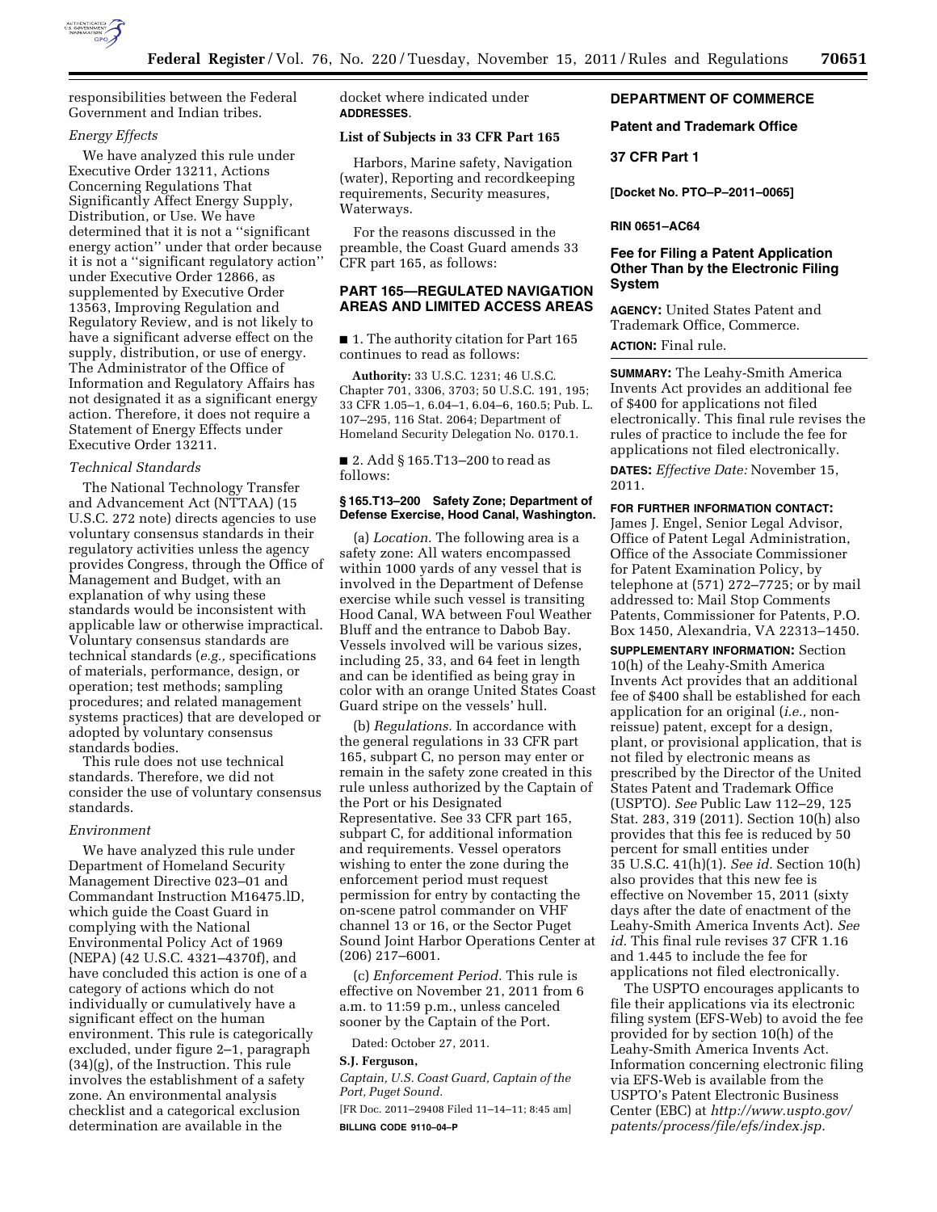responsibilities between the Federal Government and Indian tribes.

*Energy Effects*

We have analyzed this rule under Executive Order 13211, Actions Concerning Regulations That Significantly Affect Energy Supply, Distribution, or Use. We have determined that it is not a ''significant energy action'' under that order because it is not a ''significant regulatory action'' under Executive Order 12866, as supplemented by Executive Order 13563, Improving Regulation and Regulatory Review, and is not likely to have a significant adverse effect on the supply, distribution, or use of energy. The Administrator of the Office of Information and Regulatory Affairs has not designated it as a significant energy action. Therefore, it does not require a Statement of Energy Effects under Executive Order 13211.

*Technical Standards*

The National Technology Transfer and Advancement Act (NTTAA) (15 U.S.C. 272 note) directs agencies to use voluntary consensus standards in their regulatory activities unless the agency provides Congress, through the Office of Management and Budget, with an explanation of why using these standards would be inconsistent with applicable law or otherwise impractical. Voluntary consensus standards are technical standards (*e.g.,* specifications of materials, performance, design, or operation; test methods; sampling procedures; and related management systems practices) that are developed or adopted by voluntary consensus standards bodies.

This rule does not use technical standards. Therefore, we did not consider the use of voluntary consensus standards.

*Environment*

We have analyzed this rule under Department of Homeland Security Management Directive 023–01 and Commandant Instruction M16475.lD, which guide the Coast Guard in complying with the National Environmental Policy Act of 1969 (NEPA) (42 U.S.C. 4321–4370f), and have concluded this action is one of a category of actions which do not individually or cumulatively have a significant effect on the human environment. This rule is categorically excluded, under figure 2–1, paragraph (34)(g), of the Instruction. This rule involves the establishment of a safety zone. An environmental analysis checklist and a categorical exclusion determination are available in the docket where indicated under **ADDRESSES**.

**List of Subjects in 33 CFR Part 165**

Harbors, Marine safety, Navigation (water), Reporting and recordkeeping requirements, Security measures, Waterways.

For the reasons discussed in the preamble, the Coast Guard amends 33 CFR part 165, as follows:

## PART 165—REGULATED NAVIGATION AREAS AND LIMITED ACCESS AREAS

■ 1. The authority citation for Part 165 continues to read as follows:

**Authority:** 33 U.S.C. 1231; 46 U.S.C. Chapter 701, 3306, 3703; 50 U.S.C. 191, 195; 33 CFR 1.05–1, 6.04–1, 6.04–6, 160.5; Pub. L. 107–295, 116 Stat. 2064; Department of Homeland Security Delegation No. 0170.1.

■ 2. Add § 165.T13–200 to read as follows:

**§ 165.T13–200 Safety Zone; Department of Defense Exercise, Hood Canal, Washington.**

(a) *Location.* The following area is a safety zone: All waters encompassed within 1000 yards of any vessel that is involved in the Department of Defense exercise while such vessel is transiting Hood Canal, WA between Foul Weather Bluff and the entrance to Dabob Bay. Vessels involved will be various sizes, including 25, 33, and 64 feet in length and can be identified as being gray in color with an orange United States Coast Guard stripe on the vessels' hull.

(b) *Regulations.* In accordance with the general regulations in 33 CFR part 165, subpart C, no person may enter or remain in the safety zone created in this rule unless authorized by the Captain of the Port or his Designated Representative. See 33 CFR part 165, subpart C, for additional information and requirements. Vessel operators wishing to enter the zone during the enforcement period must request permission for entry by contacting the on-scene patrol commander on VHF channel 13 or 16, or the Sector Puget Sound Joint Harbor Operations Center at (206) 217–6001.

(c) *Enforcement Period.* This rule is effective on November 21, 2011 from 6 a.m. to 11:59 p.m., unless canceled sooner by the Captain of the Port.

Dated: October 27, 2011.

**S.J. Ferguson,**

*Captain, U.S. Coast Guard, Captain of the Port, Puget Sound.*

[FR Doc. 2011–29408 Filed 11–14–11; 8:45 am]

**BILLING CODE 9110–04–P**

## DEPARTMENT OF COMMERCE

## Patent and Trademark Office

## 37 CFR Part 1

**[Docket No. PTO–P–2011–0065]**

**RIN 0651–AC64**

## Fee for Filing a Patent Application Other Than by the Electronic Filing System

**AGENCY:** United States Patent and Trademark Office, Commerce.

**ACTION:** Final rule.

**SUMMARY:** The Leahy-Smith America Invents Act provides an additional fee of $400 for applications not filed electronically. This final rule revises the rules of practice to include the fee for applications not filed electronically.

**DATES:** *Effective Date:* November 15, 2011.

**FOR FURTHER INFORMATION CONTACT:** James J. Engel, Senior Legal Advisor, Office of Patent Legal Administration, Office of the Associate Commissioner for Patent Examination Policy, by telephone at (571) 272–7725; or by mail addressed to: Mail Stop Comments Patents, Commissioner for Patents, P.O. Box 1450, Alexandria, VA 22313–1450.

**SUPPLEMENTARY INFORMATION:** Section 10(h) of the Leahy-Smith America Invents Act provides that an additional fee of $400 shall be established for each application for an original (*i.e.,* non-reissue) patent, except for a design, plant, or provisional application, that is not filed by electronic means as prescribed by the Director of the United States Patent and Trademark Office (USPTO). *See* Public Law 112–29, 125 Stat. 283, 319 (2011). Section 10(h) also provides that this fee is reduced by 50 percent for small entities under 35 U.S.C. 41(h)(1). *See id.* Section 10(h) also provides that this new fee is effective on November 15, 2011 (sixty days after the date of enactment of the Leahy-Smith America Invents Act). *See id.* This final rule revises 37 CFR 1.16 and 1.445 to include the fee for applications not filed electronically.

The USPTO encourages applicants to file their applications via its electronic filing system (EFS-Web) to avoid the fee provided for by section 10(h) of the Leahy-Smith America Invents Act. Information concerning electronic filing via EFS-Web is available from the USPTO's Patent Electronic Business Center (EBC) at *http://www.uspto.gov/patents/process/file/efs/index.jsp.*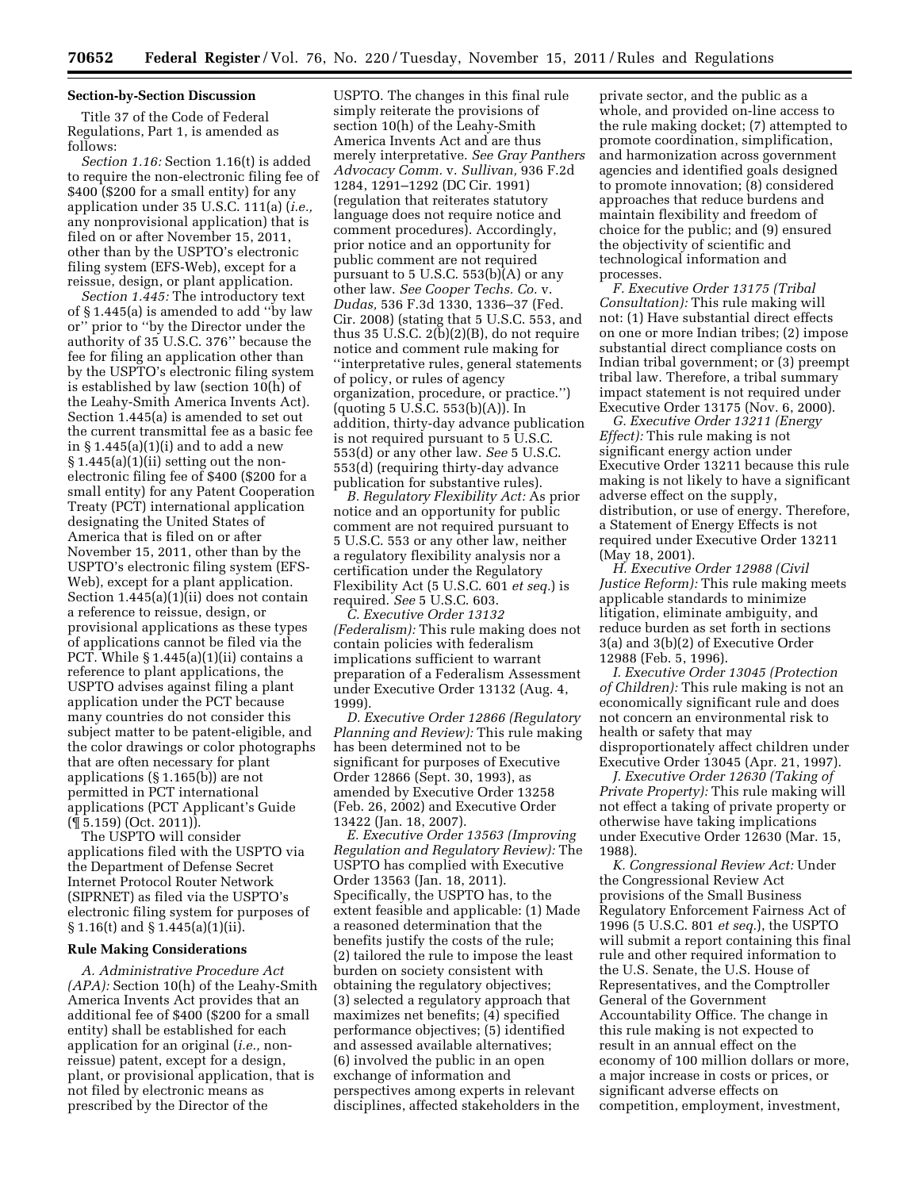## Section-by-Section Discussion

Title 37 of the Code of Federal Regulations, Part 1, is amended as follows:

*Section 1.16:* Section 1.16(t) is added to require the non-electronic filing fee of $400 ($200 for a small entity) for any application under 35 U.S.C. 111(a) (*i.e.,* any nonprovisional application) that is filed on or after November 15, 2011, other than by the USPTO's electronic filing system (EFS-Web), except for a reissue, design, or plant application.

*Section 1.445:* The introductory text of § 1.445(a) is amended to add ''by law or'' prior to ''by the Director under the authority of 35 U.S.C. 376'' because the fee for filing an application other than by the USPTO's electronic filing system is established by law (section 10(h) of the Leahy-Smith America Invents Act). Section 1.445(a) is amended to set out the current transmittal fee as a basic fee in § 1.445(a)(1)(i) and to add a new § 1.445(a)(1)(ii) setting out the non-electronic filing fee of $400 ($200 for a small entity) for any Patent Cooperation Treaty (PCT) international application designating the United States of America that is filed on or after November 15, 2011, other than by the USPTO's electronic filing system (EFS-Web), except for a plant application. Section 1.445(a)(1)(ii) does not contain a reference to reissue, design, or provisional applications as these types of applications cannot be filed via the PCT. While § 1.445(a)(1)(ii) contains a reference to plant applications, the USPTO advises against filing a plant application under the PCT because many countries do not consider this subject matter to be patent-eligible, and the color drawings or color photographs that are often necessary for plant applications (§ 1.165(b)) are not permitted in PCT international applications (PCT Applicant's Guide (¶ 5.159) (Oct. 2011)).

The USPTO will consider applications filed with the USPTO via the Department of Defense Secret Internet Protocol Router Network (SIPRNET) as filed via the USPTO's electronic filing system for purposes of § 1.16(t) and § 1.445(a)(1)(ii).

## Rule Making Considerations

*A. Administrative Procedure Act (APA):* Section 10(h) of the Leahy-Smith America Invents Act provides that an additional fee of $400 ($200 for a small entity) shall be established for each application for an original (*i.e.,* non-reissue) patent, except for a design, plant, or provisional application, that is not filed by electronic means as prescribed by the Director of the USPTO. The changes in this final rule simply reiterate the provisions of section 10(h) of the Leahy-Smith America Invents Act and are thus merely interpretative. *See Gray Panthers Advocacy Comm.* v. *Sullivan,* 936 F.2d 1284, 1291–1292 (DC Cir. 1991) (regulation that reiterates statutory language does not require notice and comment procedures). Accordingly, prior notice and an opportunity for public comment are not required pursuant to 5 U.S.C. 553(b)(A) or any other law. *See Cooper Techs. Co.* v. *Dudas,* 536 F.3d 1330, 1336–37 (Fed. Cir. 2008) (stating that 5 U.S.C. 553, and thus 35 U.S.C. 2(b)(2)(B), do not require notice and comment rule making for ''interpretative rules, general statements of policy, or rules of agency organization, procedure, or practice.'') (quoting 5 U.S.C. 553(b)(A)). In addition, thirty-day advance publication is not required pursuant to 5 U.S.C. 553(d) or any other law. *See* 5 U.S.C. 553(d) (requiring thirty-day advance publication for substantive rules).

*B. Regulatory Flexibility Act:* As prior notice and an opportunity for public comment are not required pursuant to 5 U.S.C. 553 or any other law, neither a regulatory flexibility analysis nor a certification under the Regulatory Flexibility Act (5 U.S.C. 601 *et seq.*) is required. *See* 5 U.S.C. 603.

*C. Executive Order 13132 (Federalism):* This rule making does not contain policies with federalism implications sufficient to warrant preparation of a Federalism Assessment under Executive Order 13132 (Aug. 4, 1999).

*D. Executive Order 12866 (Regulatory Planning and Review):* This rule making has been determined not to be significant for purposes of Executive Order 12866 (Sept. 30, 1993), as amended by Executive Order 13258 (Feb. 26, 2002) and Executive Order 13422 (Jan. 18, 2007).

*E. Executive Order 13563 (Improving Regulation and Regulatory Review):* The USPTO has complied with Executive Order 13563 (Jan. 18, 2011). Specifically, the USPTO has, to the extent feasible and applicable: (1) Made a reasoned determination that the benefits justify the costs of the rule; (2) tailored the rule to impose the least burden on society consistent with obtaining the regulatory objectives; (3) selected a regulatory approach that maximizes net benefits; (4) specified performance objectives; (5) identified and assessed available alternatives; (6) involved the public in an open exchange of information and perspectives among experts in relevant disciplines, affected stakeholders in the private sector, and the public as a whole, and provided on-line access to the rule making docket; (7) attempted to promote coordination, simplification, and harmonization across government agencies and identified goals designed to promote innovation; (8) considered approaches that reduce burdens and maintain flexibility and freedom of choice for the public; and (9) ensured the objectivity of scientific and technological information and processes.

*F. Executive Order 13175 (Tribal Consultation):* This rule making will not: (1) Have substantial direct effects on one or more Indian tribes; (2) impose substantial direct compliance costs on Indian tribal government; or (3) preempt tribal law. Therefore, a tribal summary impact statement is not required under Executive Order 13175 (Nov. 6, 2000).

*G. Executive Order 13211 (Energy Effect):* This rule making is not significant energy action under Executive Order 13211 because this rule making is not likely to have a significant adverse effect on the supply, distribution, or use of energy. Therefore, a Statement of Energy Effects is not required under Executive Order 13211 (May 18, 2001).

*H. Executive Order 12988 (Civil Justice Reform):* This rule making meets applicable standards to minimize litigation, eliminate ambiguity, and reduce burden as set forth in sections 3(a) and 3(b)(2) of Executive Order 12988 (Feb. 5, 1996).

*I. Executive Order 13045 (Protection of Children):* This rule making is not an economically significant rule and does not concern an environmental risk to health or safety that may disproportionately affect children under Executive Order 13045 (Apr. 21, 1997).

*J. Executive Order 12630 (Taking of Private Property):* This rule making will not effect a taking of private property or otherwise have taking implications under Executive Order 12630 (Mar. 15, 1988).

*K. Congressional Review Act:* Under the Congressional Review Act provisions of the Small Business Regulatory Enforcement Fairness Act of 1996 (5 U.S.C. 801 *et seq.*), the USPTO will submit a report containing this final rule and other required information to the U.S. Senate, the U.S. House of Representatives, and the Comptroller General of the Government Accountability Office. The change in this rule making is not expected to result in an annual effect on the economy of 100 million dollars or more, a major increase in costs or prices, or significant adverse effects on competition, employment, investment,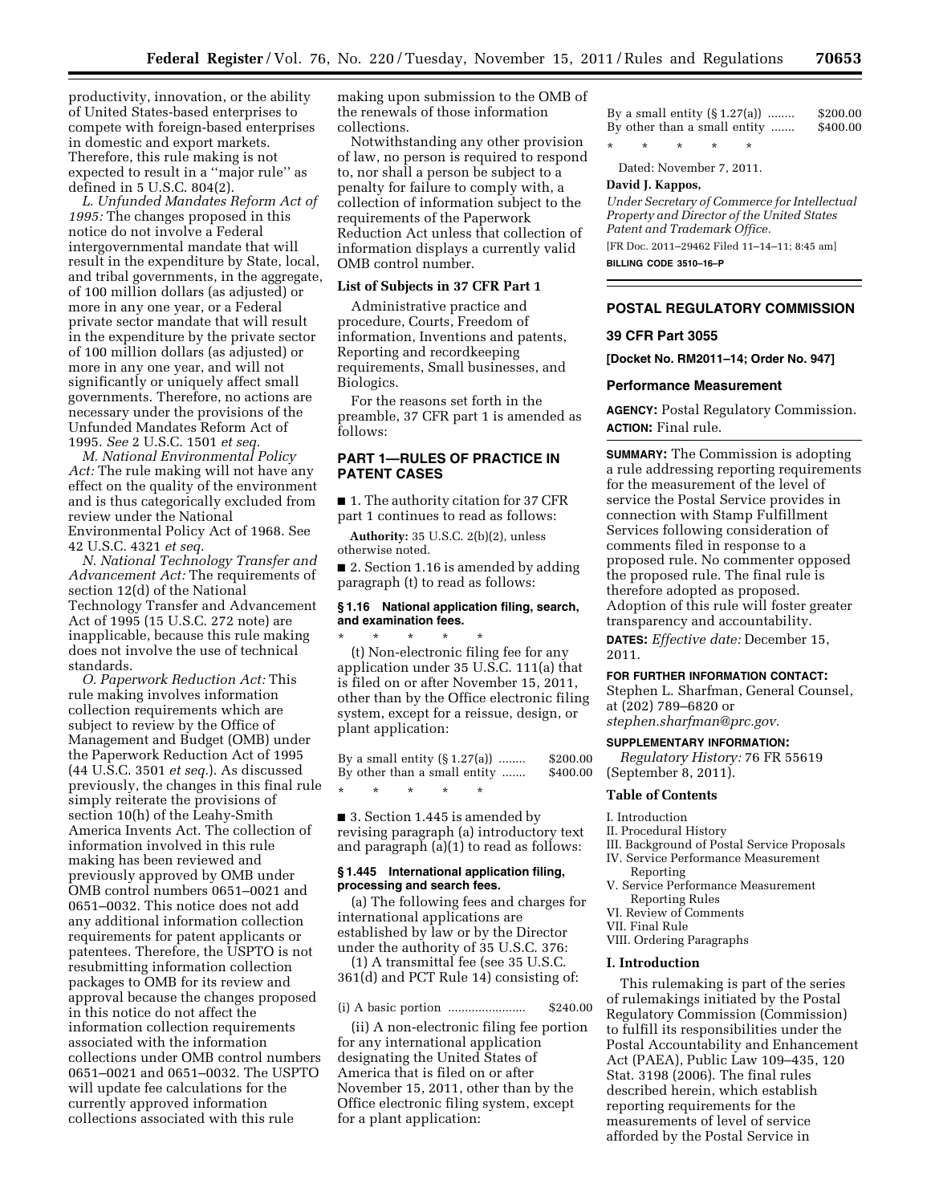productivity, innovation, or the ability of United States-based enterprises to compete with foreign-based enterprises in domestic and export markets. Therefore, this rule making is not expected to result in a ''major rule'' as defined in 5 U.S.C. 804(2).

*L. Unfunded Mandates Reform Act of 1995:* The changes proposed in this notice do not involve a Federal intergovernmental mandate that will result in the expenditure by State, local, and tribal governments, in the aggregate, of 100 million dollars (as adjusted) or more in any one year, or a Federal private sector mandate that will result in the expenditure by the private sector of 100 million dollars (as adjusted) or more in any one year, and will not significantly or uniquely affect small governments. Therefore, no actions are necessary under the provisions of the Unfunded Mandates Reform Act of 1995. *See* 2 U.S.C. 1501 *et seq.*

*M. National Environmental Policy Act:* The rule making will not have any effect on the quality of the environment and is thus categorically excluded from review under the National Environmental Policy Act of 1968. See 42 U.S.C. 4321 *et seq.*

*N. National Technology Transfer and Advancement Act:* The requirements of section 12(d) of the National Technology Transfer and Advancement Act of 1995 (15 U.S.C. 272 note) are inapplicable, because this rule making does not involve the use of technical standards.

*O. Paperwork Reduction Act:* This rule making involves information collection requirements which are subject to review by the Office of Management and Budget (OMB) under the Paperwork Reduction Act of 1995 (44 U.S.C. 3501 *et seq.*). As discussed previously, the changes in this final rule simply reiterate the provisions of section 10(h) of the Leahy-Smith America Invents Act. The collection of information involved in this rule making has been reviewed and previously approved by OMB under OMB control numbers 0651–0021 and 0651–0032. This notice does not add any additional information collection requirements for patent applicants or patentees. Therefore, the USPTO is not resubmitting information collection packages to OMB for its review and approval because the changes proposed in this notice do not affect the information collection requirements associated with the information collections under OMB control numbers 0651–0021 and 0651–0032. The USPTO will update fee calculations for the currently approved information collections associated with this rule making upon submission to the OMB of the renewals of those information collections.

Notwithstanding any other provision of law, no person is required to respond to, nor shall a person be subject to a penalty for failure to comply with, a collection of information subject to the requirements of the Paperwork Reduction Act unless that collection of information displays a currently valid OMB control number.

### List of Subjects in 37 CFR Part 1

Administrative practice and procedure, Courts, Freedom of information, Inventions and patents, Reporting and recordkeeping requirements, Small businesses, and Biologics.

For the reasons set forth in the preamble, 37 CFR part 1 is amended as follows:

## PART 1—RULES OF PRACTICE IN PATENT CASES

■ 1. The authority citation for 37 CFR part 1 continues to read as follows:

**Authority:** 35 U.S.C. 2(b)(2), unless otherwise noted.

■ 2. Section 1.16 is amended by adding paragraph (t) to read as follows:

#### § 1.16 National application filing, search, and examination fees.

\* \* \* \* \*

(t) Non-electronic filing fee for any application under 35 U.S.C. 111(a) that is filed on or after November 15, 2011, other than by the Office electronic filing system, except for a reissue, design, or plant application:

| | |
|---|---|
| By a small entity (§ 1.27(a)) ........ | $200.00 |
| By other than a small entity ....... | $400.00 |

\* \* \* \* \*

■ 3. Section 1.445 is amended by revising paragraph (a) introductory text and paragraph (a)(1) to read as follows:

#### § 1.445 International application filing, processing and search fees.

(a) The following fees and charges for international applications are established by law or by the Director under the authority of 35 U.S.C. 376:

(1) A transmittal fee (see 35 U.S.C. 361(d) and PCT Rule 14) consisting of:

| | |
|---|---|
| (i) A basic portion ....................... | $240.00 |

(ii) A non-electronic filing fee portion for any international application designating the United States of America that is filed on or after November 15, 2011, other than by the Office electronic filing system, except for a plant application:

| | |
|---|---|
| By a small entity (§ 1.27(a)) ........ | $200.00 |
| By other than a small entity ....... | $400.00 |

\* \* \* \* \*

Dated: November 7, 2011.

**David J. Kappos,**

*Under Secretary of Commerce for Intellectual Property and Director of the United States Patent and Trademark Office.*

[FR Doc. 2011–29462 Filed 11–14–11; 8:45 am]

**BILLING CODE 3510–16–P**

---

## POSTAL REGULATORY COMMISSION

### 39 CFR Part 3055

**[Docket No. RM2011–14; Order No. 947]**

### Performance Measurement

**AGENCY:** Postal Regulatory Commission.

**ACTION:** Final rule.

**SUMMARY:** The Commission is adopting a rule addressing reporting requirements for the measurement of the level of service the Postal Service provides in connection with Stamp Fulfillment Services following consideration of comments filed in response to a proposed rule. No commenter opposed the proposed rule. The final rule is therefore adopted as proposed. Adoption of this rule will foster greater transparency and accountability.

**DATES:** *Effective date:* December 15, 2011.

**FOR FURTHER INFORMATION CONTACT:** Stephen L. Sharfman, General Counsel, at (202) 789–6820 or *stephen.sharfman@prc.gov.*

**SUPPLEMENTARY INFORMATION:**

*Regulatory History:* 76 FR 55619 (September 8, 2011).

### Table of Contents

I. Introduction
II. Procedural History
III. Background of Postal Service Proposals
IV. Service Performance Measurement Reporting
V. Service Performance Measurement Reporting Rules
VI. Review of Comments
VII. Final Rule
VIII. Ordering Paragraphs

### I. Introduction

This rulemaking is part of the series of rulemakings initiated by the Postal Regulatory Commission (Commission) to fulfill its responsibilities under the Postal Accountability and Enhancement Act (PAEA), Public Law 109–435, 120 Stat. 3198 (2006). The final rules described herein, which establish reporting requirements for the measurements of level of service afforded by the Postal Service in